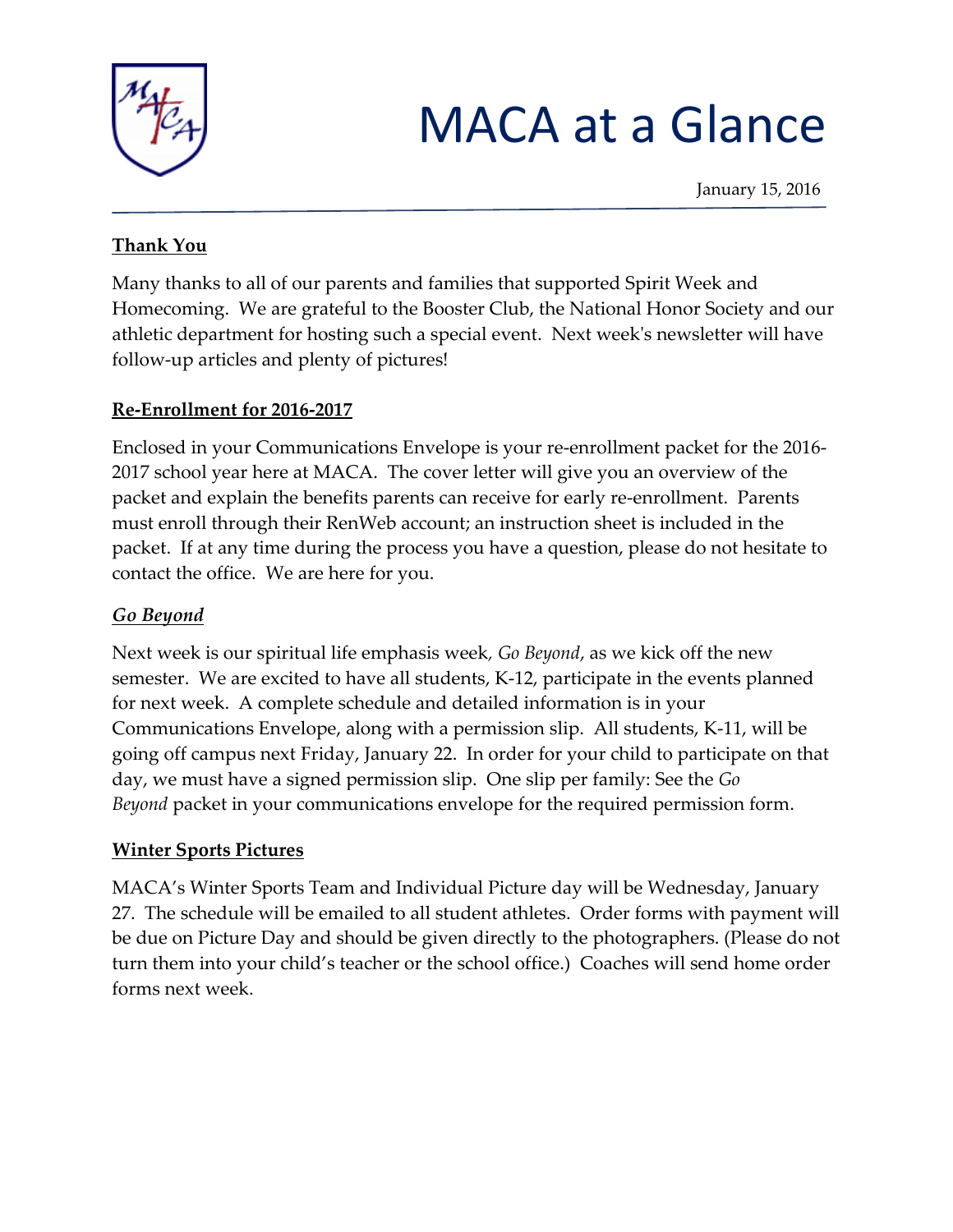# MACA at a Glance

January 15, 2016

## Thank You

Many thanks to all of our parents and families that supported Spirit Week and Homecoming. We are grateful to the Booster Club, the National Honor Society and our athletic department for hosting such a special event. Next week's newsletter will have follow-up articles and plenty of pictures!

## Re-Enrollment for 2016-2017

Enclosed in your Communications Envelope is your re-enrollment packet for the 2016-2017 school year here at MACA. The cover letter will give you an overview of the packet and explain the benefits parents can receive for early re-enrollment. Parents must enroll through their RenWeb account; an instruction sheet is included in the packet. If at any time during the process you have a question, please do not hesitate to contact the office. We are here for you.

## *Go Beyond*

Next week is our spiritual life emphasis week, *Go Beyond*, as we kick off the new semester. We are excited to have all students, K-12, participate in the events planned for next week. A complete schedule and detailed information is in your Communications Envelope, along with a permission slip. All students, K-11, will be going off campus next Friday, January 22. In order for your child to participate on that day, we must have a signed permission slip. One slip per family: See the *Go Beyond* packet in your communications envelope for the required permission form.

## Winter Sports Pictures

MACA's Winter Sports Team and Individual Picture day will be Wednesday, January 27. The schedule will be emailed to all student athletes. Order forms with payment will be due on Picture Day and should be given directly to the photographers. (Please do not turn them into your child's teacher or the school office.) Coaches will send home order forms next week.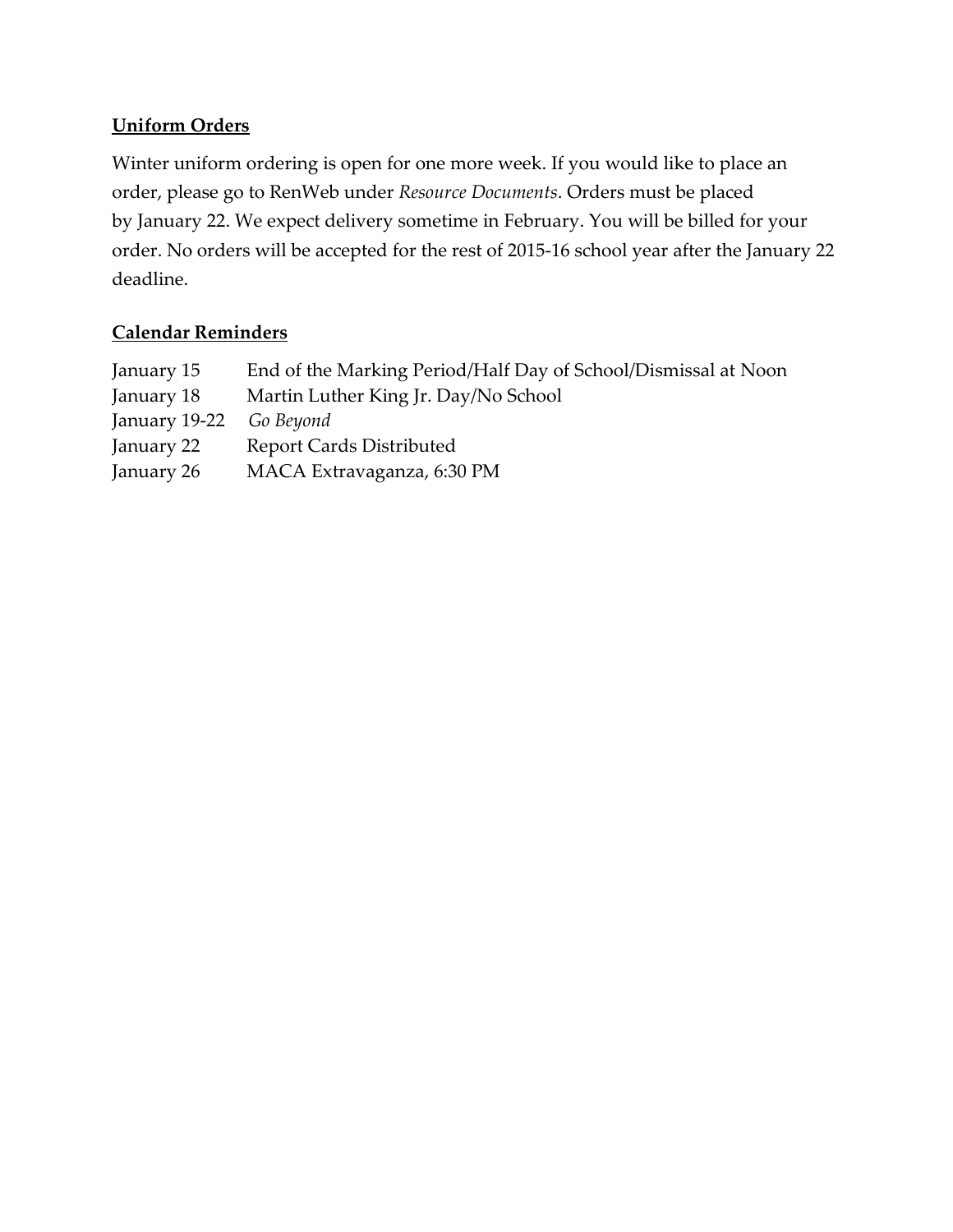**Uniform Orders**

Winter uniform ordering is open for one more week. If you would like to place an order, please go to RenWeb under *Resource Documents*. Orders must be placed by January 22. We expect delivery sometime in February. You will be billed for your order. No orders will be accepted for the rest of 2015-16 school year after the January 22 deadline.

**Calendar Reminders**

| | |
|---|---|
| January 15 | End of the Marking Period/Half Day of School/Dismissal at Noon |
| January 18 | Martin Luther King Jr. Day/No School |
| January 19-22 | *Go Beyond* |
| January 22 | Report Cards Distributed |
| January 26 | MACA Extravaganza, 6:30 PM |